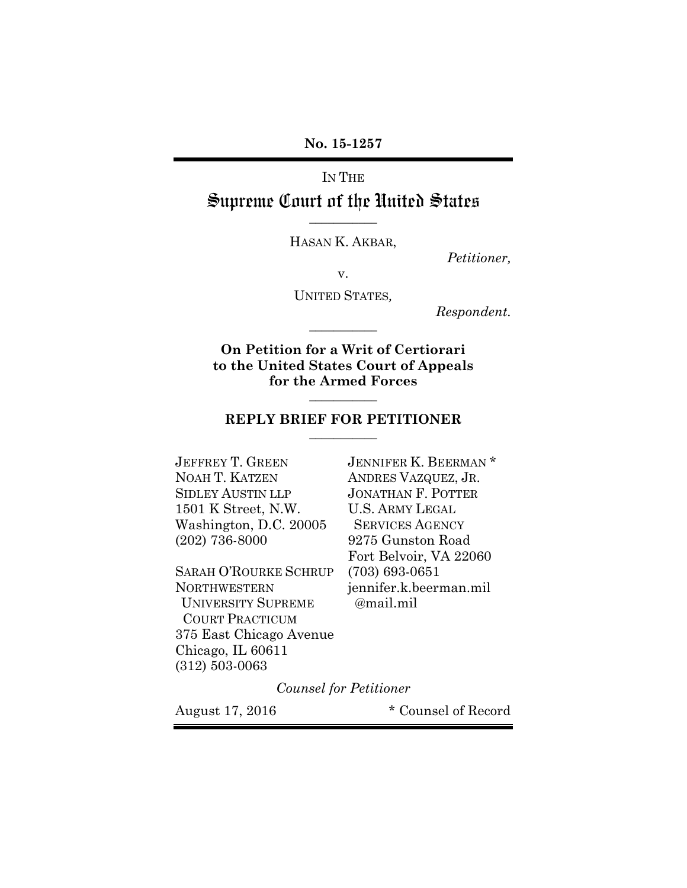**No. 15-1257**

IN THE

# Supreme Court of the United States

---

HASAN K. AKBAR,

*Petitioner,*

v.

UNITED STATES*,*

*Respondent.*

---

**On Petition for a Writ of Certiorari to the United States Court of Appeals for the Armed Forces**

---

**REPLY BRIEF FOR PETITIONER**

---

JEFFREY T. GREEN
NOAH T. KATZEN
SIDLEY AUSTIN LLP
1501 K Street, N.W.
Washington, D.C. 20005
(202) 736-8000

SARAH O'ROURKE SCHRUP
NORTHWESTERN UNIVERSITY SUPREME COURT PRACTICUM
375 East Chicago Avenue
Chicago, IL 60611
(312) 503-0063

JENNIFER K. BEERMAN *
ANDRES VAZQUEZ, JR.
JONATHAN F. POTTER
U.S. ARMY LEGAL SERVICES AGENCY
9275 Gunston Road
Fort Belvoir, VA 22060
(703) 693-0651
jennifer.k.beerman.mil@mail.mil

*Counsel for Petitioner*

August 17, 2016

\* Counsel of Record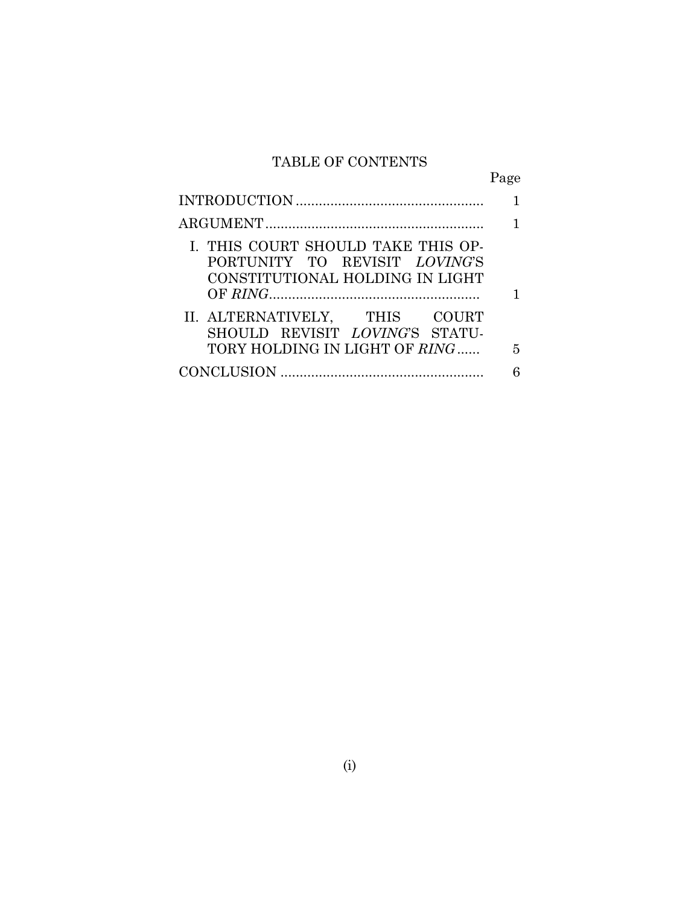## TABLE OF CONTENTS

| | Page |
|---|---|
| INTRODUCTION | 1 |
| ARGUMENT | 1 |
| I. THIS COURT SHOULD TAKE THIS OPPORTUNITY TO REVISIT *LOVING*'S CONSTITUTIONAL HOLDING IN LIGHT OF *RING* | 1 |
| II. ALTERNATIVELY, THIS COURT SHOULD REVISIT *LOVING*'S STATUTORY HOLDING IN LIGHT OF *RING* | 5 |
| CONCLUSION | 6 |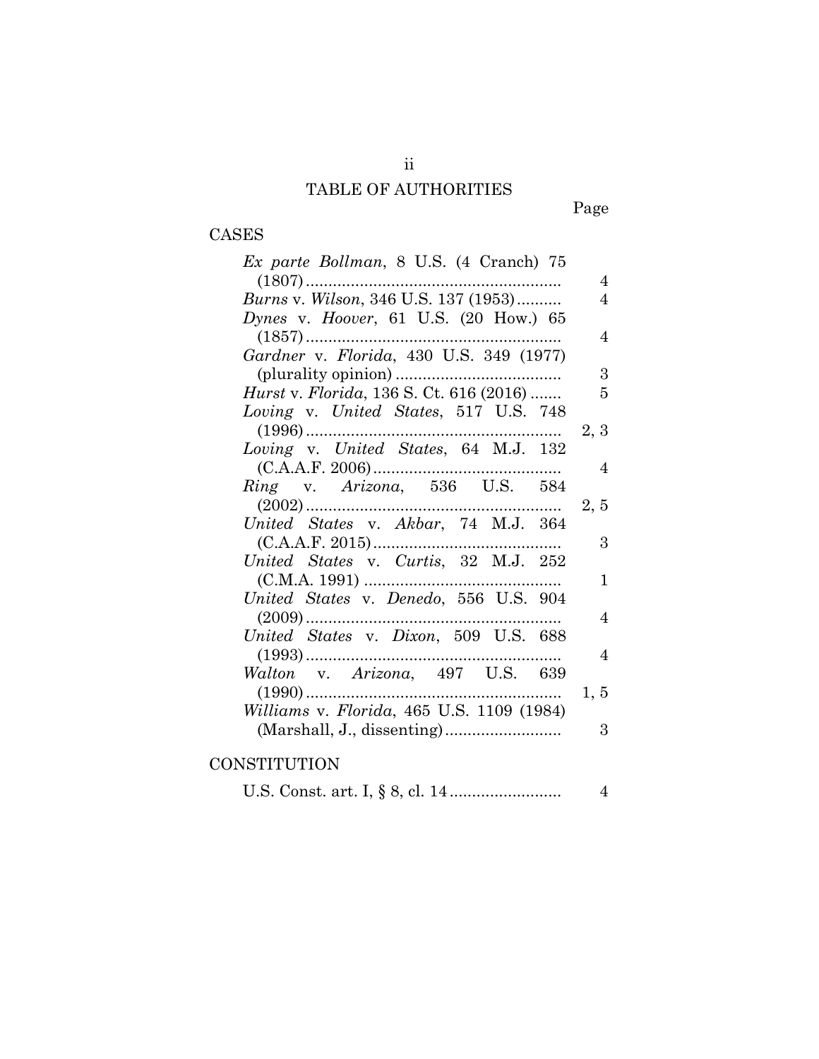# TABLE OF AUTHORITIES

| | Page |
|---|---|
| **CASES** | |
| *Ex parte Bollman*, 8 U.S. (4 Cranch) 75 (1807) | 4 |
| *Burns* v. *Wilson*, 346 U.S. 137 (1953) | 4 |
| *Dynes* v. *Hoover*, 61 U.S. (20 How.) 65 (1857) | 4 |
| *Gardner* v. *Florida*, 430 U.S. 349 (1977) (plurality opinion) | 3 |
| *Hurst* v. *Florida*, 136 S. Ct. 616 (2016) | 5 |
| *Loving* v. *United States*, 517 U.S. 748 (1996) | 2, 3 |
| *Loving* v. *United States*, 64 M.J. 132 (C.A.A.F. 2006) | 4 |
| *Ring* v. *Arizona*, 536 U.S. 584 (2002) | 2, 5 |
| *United States* v. *Akbar*, 74 M.J. 364 (C.A.A.F. 2015) | 3 |
| *United States* v. *Curtis*, 32 M.J. 252 (C.M.A. 1991) | 1 |
| *United States* v. *Denedo*, 556 U.S. 904 (2009) | 4 |
| *United States* v. *Dixon*, 509 U.S. 688 (1993) | 4 |
| *Walton* v. *Arizona*, 497 U.S. 639 (1990) | 1, 5 |
| *Williams* v. *Florida*, 465 U.S. 1109 (1984) (Marshall, J., dissenting) | 3 |
| **CONSTITUTION** | |
| U.S. Const. art. I, § 8, cl. 14 | 4 |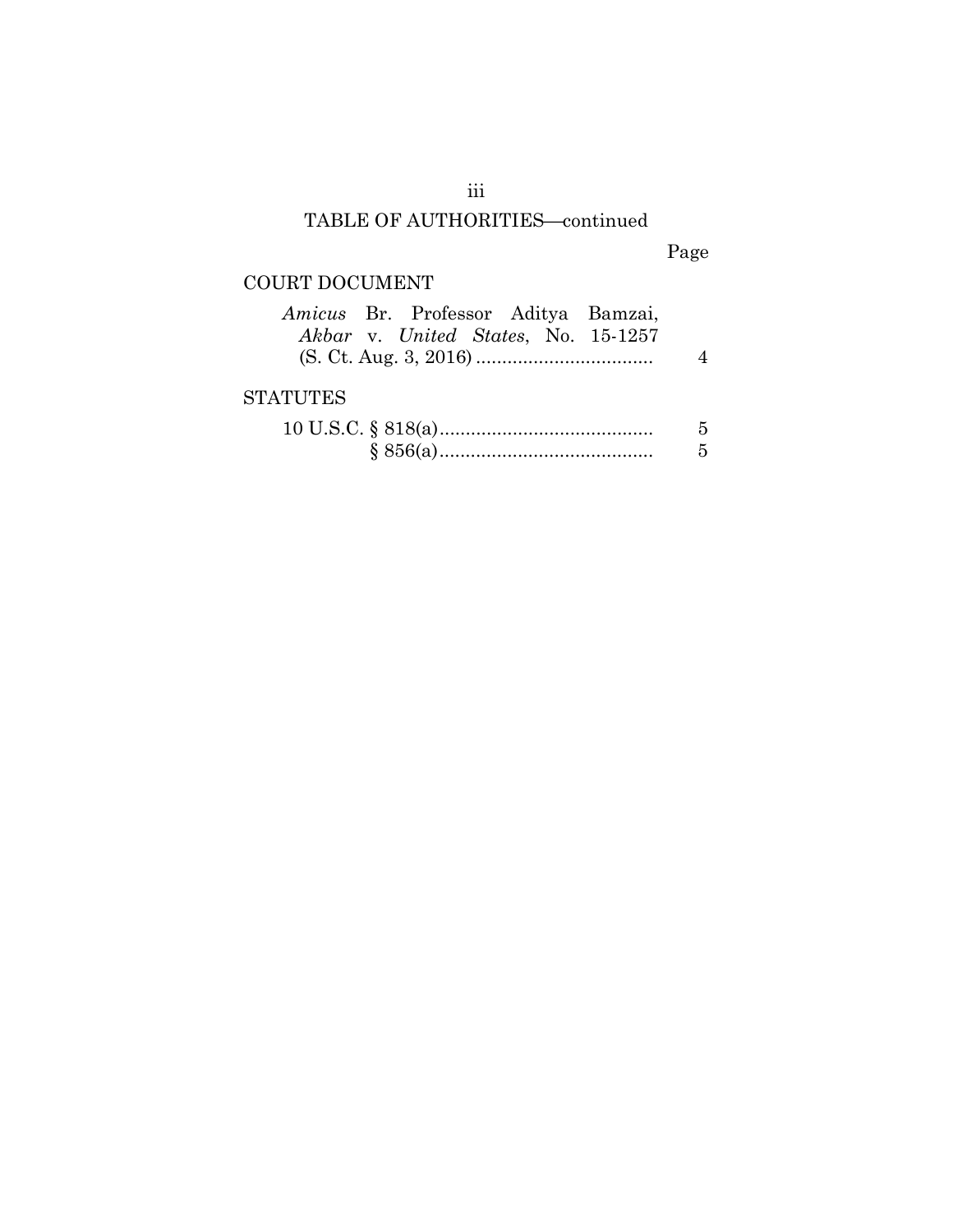## TABLE OF AUTHORITIES—continued

| | Page |
|---|---|
| **COURT DOCUMENT** | |
| *Amicus* Br. Professor Aditya Bamzai, *Akbar* v. *United States*, No. 15-1257 (S. Ct. Aug. 3, 2016) | 4 |
| **STATUTES** | |
| 10 U.S.C. § 818(a) | 5 |
| § 856(a) | 5 |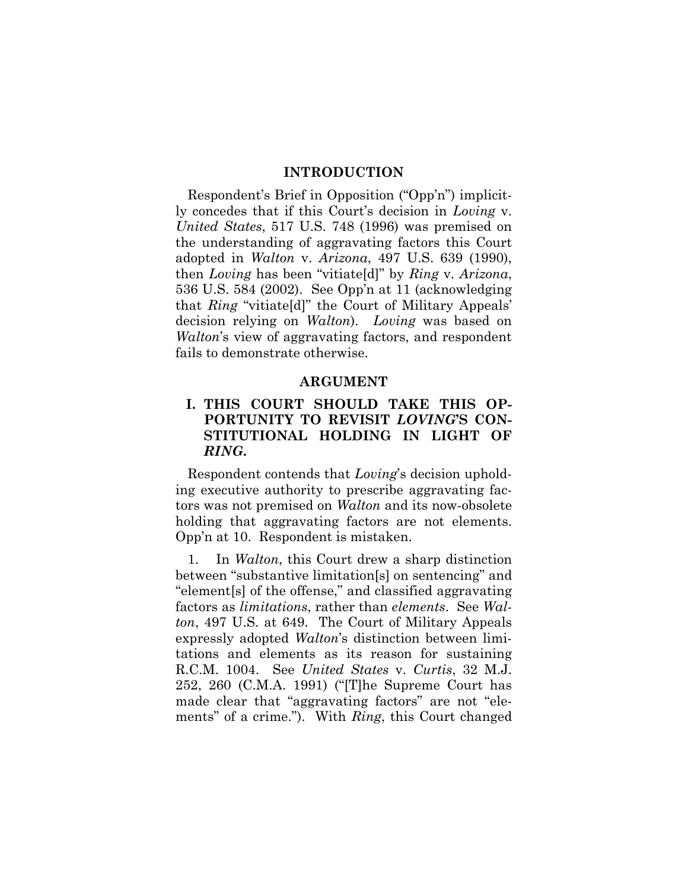## INTRODUCTION

Respondent's Brief in Opposition ("Opp'n") implicitly concedes that if this Court's decision in *Loving* v. *United States*, 517 U.S. 748 (1996) was premised on the understanding of aggravating factors this Court adopted in *Walton* v. *Arizona*, 497 U.S. 639 (1990), then *Loving* has been "vitiate[d]" by *Ring* v. *Arizona*, 536 U.S. 584 (2002). See Opp'n at 11 (acknowledging that *Ring* "vitiate[d]" the Court of Military Appeals' decision relying on *Walton*). *Loving* was based on *Walton*'s view of aggravating factors, and respondent fails to demonstrate otherwise.

## ARGUMENT

### I. THIS COURT SHOULD TAKE THIS OPPORTUNITY TO REVISIT *LOVING*'S CONSTITUTIONAL HOLDING IN LIGHT OF *RING*.

Respondent contends that *Loving*'s decision upholding executive authority to prescribe aggravating factors was not premised on *Walton* and its now-obsolete holding that aggravating factors are not elements. Opp'n at 10. Respondent is mistaken.

1. In *Walton*, this Court drew a sharp distinction between "substantive limitation[s] on sentencing" and "element[s] of the offense," and classified aggravating factors as *limitations*, rather than *elements*. See *Walton*, 497 U.S. at 649. The Court of Military Appeals expressly adopted *Walton*'s distinction between limitations and elements as its reason for sustaining R.C.M. 1004. See *United States* v. *Curtis*, 32 M.J. 252, 260 (C.M.A. 1991) ("[T]he Supreme Court has made clear that "aggravating factors" are not "elements" of a crime."). With *Ring*, this Court changed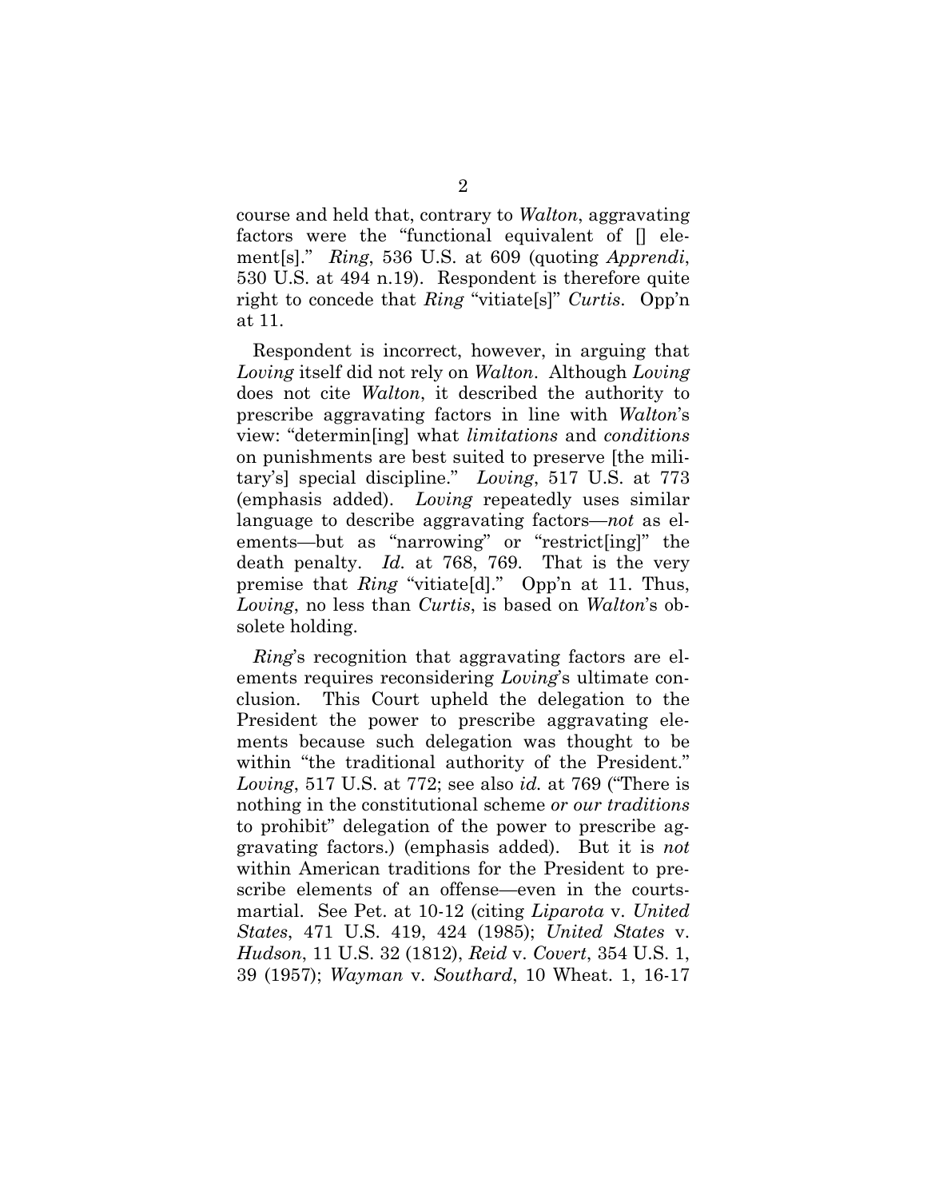course and held that, contrary to *Walton*, aggravating factors were the "functional equivalent of [] element[s]." *Ring*, 536 U.S. at 609 (quoting *Apprendi*, 530 U.S. at 494 n.19). Respondent is therefore quite right to concede that *Ring* "vitiate[s]" *Curtis*. Opp'n at 11.

Respondent is incorrect, however, in arguing that *Loving* itself did not rely on *Walton*. Although *Loving* does not cite *Walton*, it described the authority to prescribe aggravating factors in line with *Walton*'s view: "determin[ing] what *limitations* and *conditions* on punishments are best suited to preserve [the military's] special discipline." *Loving*, 517 U.S. at 773 (emphasis added). *Loving* repeatedly uses similar language to describe aggravating factors—*not* as elements—but as "narrowing" or "restrict[ing]" the death penalty. *Id.* at 768, 769. That is the very premise that *Ring* "vitiate[d]." Opp'n at 11. Thus, *Loving*, no less than *Curtis*, is based on *Walton*'s obsolete holding.

*Ring*'s recognition that aggravating factors are elements requires reconsidering *Loving*'s ultimate conclusion. This Court upheld the delegation to the President the power to prescribe aggravating elements because such delegation was thought to be within "the traditional authority of the President." *Loving*, 517 U.S. at 772; see also *id.* at 769 ("There is nothing in the constitutional scheme *or our traditions* to prohibit" delegation of the power to prescribe aggravating factors.) (emphasis added). But it is *not* within American traditions for the President to prescribe elements of an offense—even in the courts-martial. See Pet. at 10-12 (citing *Liparota* v. *United States*, 471 U.S. 419, 424 (1985); *United States* v. *Hudson*, 11 U.S. 32 (1812), *Reid* v. *Covert*, 354 U.S. 1, 39 (1957); *Wayman* v. *Southard*, 10 Wheat. 1, 16-17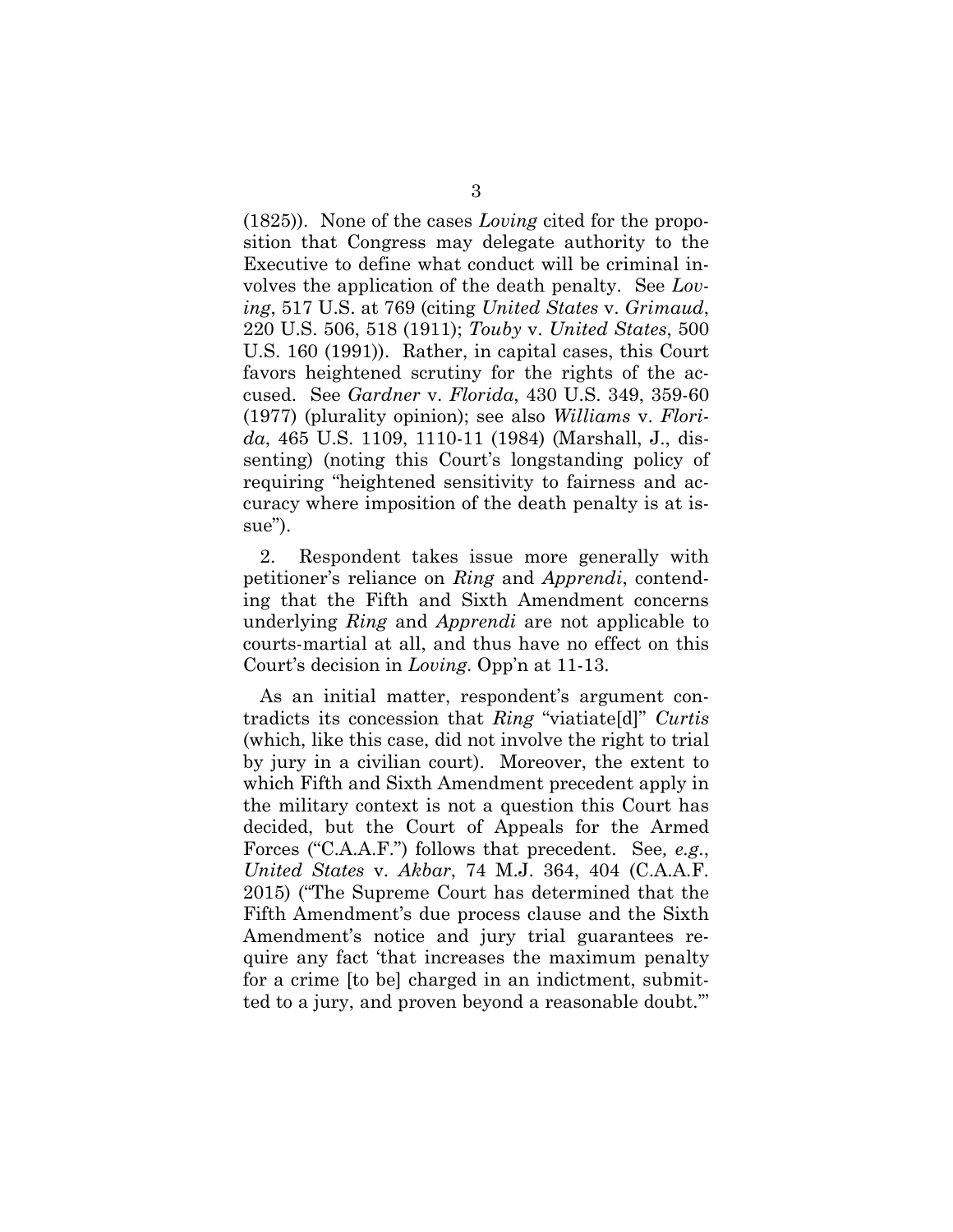(1825)). None of the cases *Loving* cited for the proposition that Congress may delegate authority to the Executive to define what conduct will be criminal involves the application of the death penalty. See *Loving*, 517 U.S. at 769 (citing *United States* v. *Grimaud*, 220 U.S. 506, 518 (1911); *Touby* v. *United States*, 500 U.S. 160 (1991)). Rather, in capital cases, this Court favors heightened scrutiny for the rights of the accused. See *Gardner* v. *Florida*, 430 U.S. 349, 359-60 (1977) (plurality opinion); see also *Williams* v. *Florida*, 465 U.S. 1109, 1110-11 (1984) (Marshall, J., dissenting) (noting this Court's longstanding policy of requiring "heightened sensitivity to fairness and accuracy where imposition of the death penalty is at issue").

2. Respondent takes issue more generally with petitioner's reliance on *Ring* and *Apprendi*, contending that the Fifth and Sixth Amendment concerns underlying *Ring* and *Apprendi* are not applicable to courts-martial at all, and thus have no effect on this Court's decision in *Loving*. Opp'n at 11-13.

As an initial matter, respondent's argument contradicts its concession that *Ring* "viatiate[d]" *Curtis* (which, like this case, did not involve the right to trial by jury in a civilian court). Moreover, the extent to which Fifth and Sixth Amendment precedent apply in the military context is not a question this Court has decided, but the Court of Appeals for the Armed Forces ("C.A.A.F.") follows that precedent. See*, e.g.*, *United States* v. *Akbar*, 74 M.J. 364, 404 (C.A.A.F. 2015) ("The Supreme Court has determined that the Fifth Amendment's due process clause and the Sixth Amendment's notice and jury trial guarantees require any fact 'that increases the maximum penalty for a crime [to be] charged in an indictment, submitted to a jury, and proven beyond a reasonable doubt.'"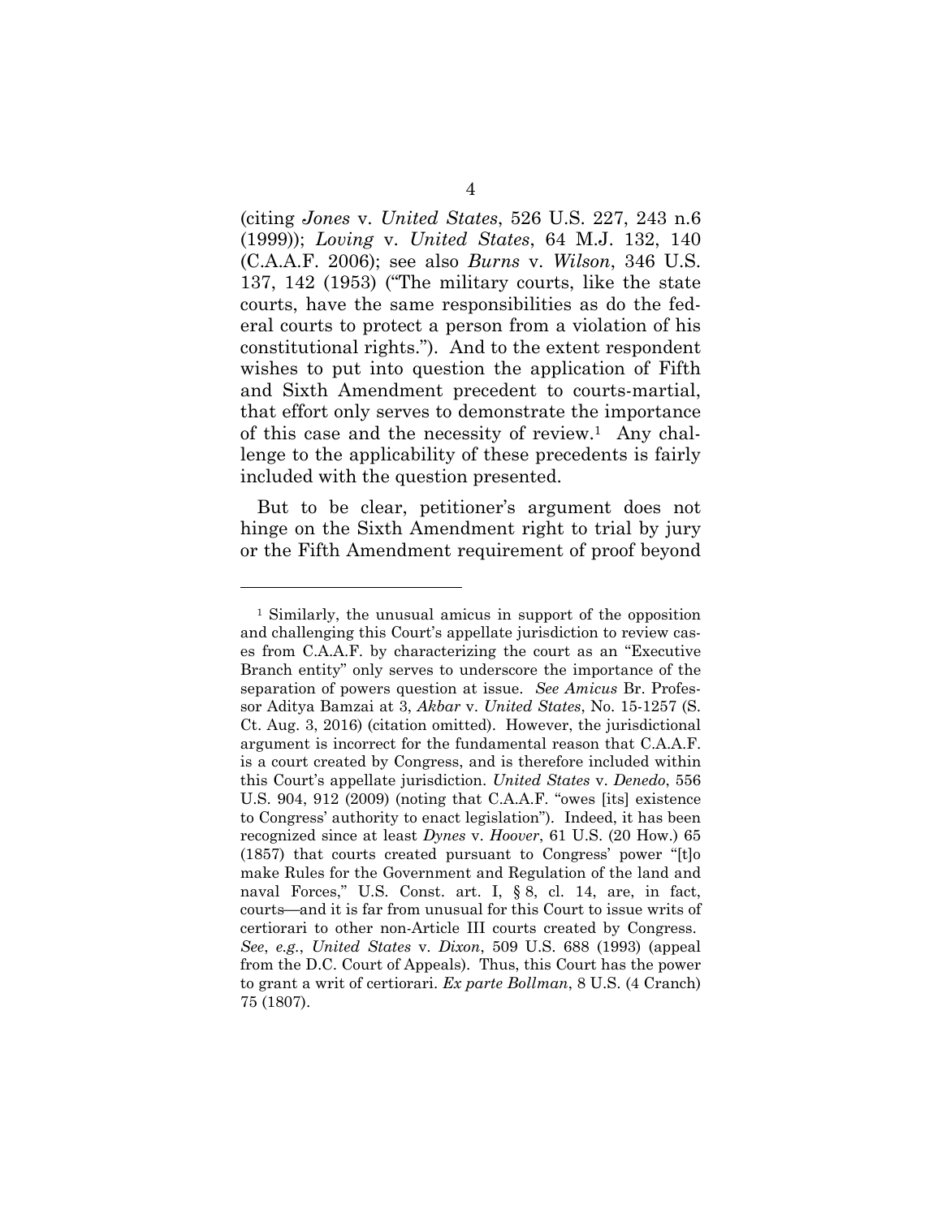(citing *Jones* v. *United States*, 526 U.S. 227, 243 n.6 (1999)); *Loving* v. *United States*, 64 M.J. 132, 140 (C.A.A.F. 2006); see also *Burns* v. *Wilson*, 346 U.S. 137, 142 (1953) ("The military courts, like the state courts, have the same responsibilities as do the federal courts to protect a person from a violation of his constitutional rights."). And to the extent respondent wishes to put into question the application of Fifth and Sixth Amendment precedent to courts-martial, that effort only serves to demonstrate the importance of this case and the necessity of review.[1] Any challenge to the applicability of these precedents is fairly included with the question presented.

But to be clear, petitioner's argument does not hinge on the Sixth Amendment right to trial by jury or the Fifth Amendment requirement of proof beyond

---

[1] Similarly, the unusual amicus in support of the opposition and challenging this Court's appellate jurisdiction to review cases from C.A.A.F. by characterizing the court as an "Executive Branch entity" only serves to underscore the importance of the separation of powers question at issue. *See Amicus* Br. Professor Aditya Bamzai at 3, *Akbar* v. *United States*, No. 15-1257 (S. Ct. Aug. 3, 2016) (citation omitted). However, the jurisdictional argument is incorrect for the fundamental reason that C.A.A.F. is a court created by Congress, and is therefore included within this Court's appellate jurisdiction. *United States* v. *Denedo*, 556 U.S. 904, 912 (2009) (noting that C.A.A.F. "owes [its] existence to Congress' authority to enact legislation"). Indeed, it has been recognized since at least *Dynes* v. *Hoover*, 61 U.S. (20 How.) 65 (1857) that courts created pursuant to Congress' power "[t]o make Rules for the Government and Regulation of the land and naval Forces," U.S. Const. art. I, § 8, cl. 14, are, in fact, courts—and it is far from unusual for this Court to issue writs of certiorari to other non-Article III courts created by Congress. *See*, *e.g.*, *United States* v. *Dixon*, 509 U.S. 688 (1993) (appeal from the D.C. Court of Appeals). Thus, this Court has the power to grant a writ of certiorari. *Ex parte Bollman*, 8 U.S. (4 Cranch) 75 (1807).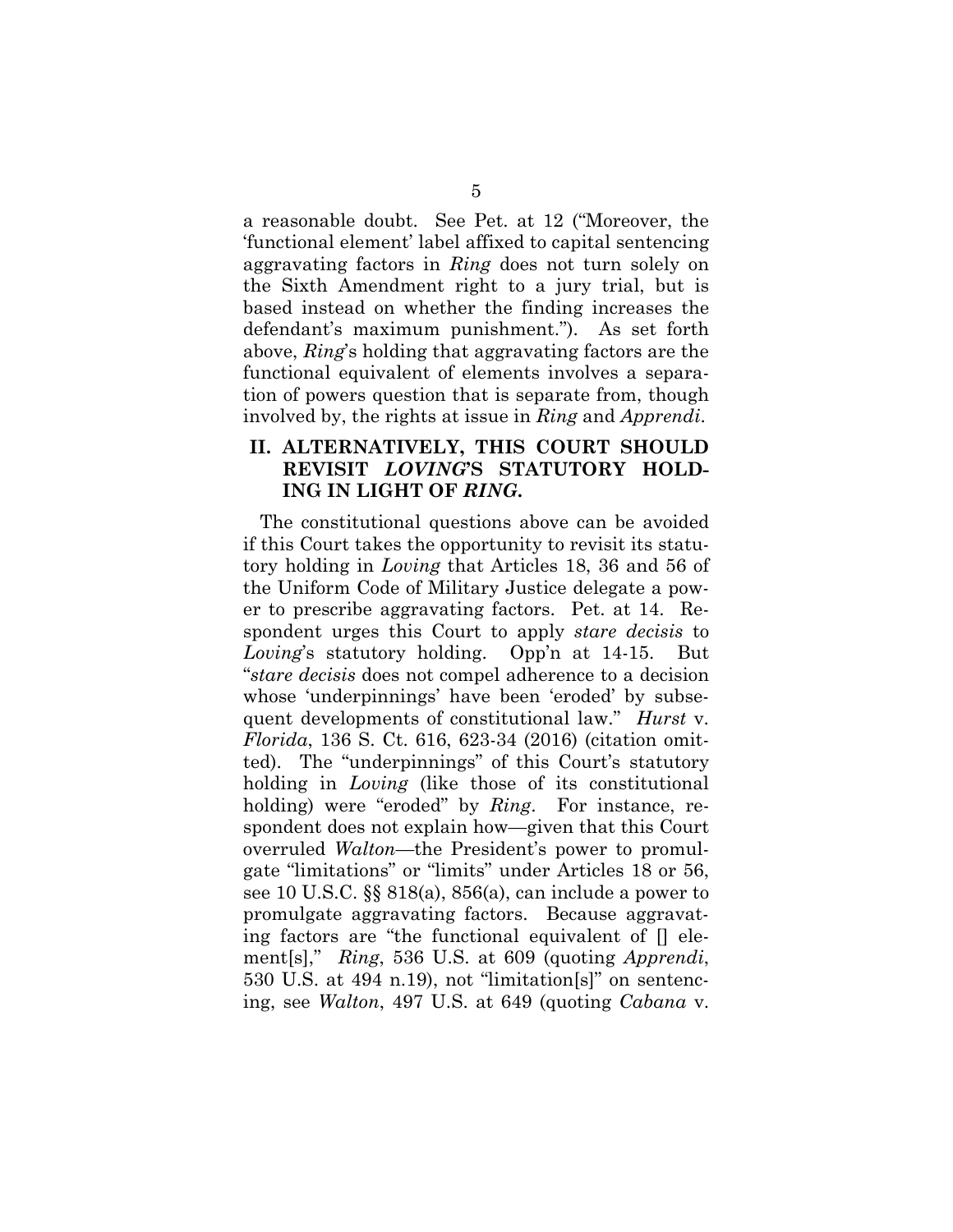a reasonable doubt. See Pet. at 12 ("Moreover, the 'functional element' label affixed to capital sentencing aggravating factors in *Ring* does not turn solely on the Sixth Amendment right to a jury trial, but is based instead on whether the finding increases the defendant's maximum punishment."). As set forth above, *Ring*'s holding that aggravating factors are the functional equivalent of elements involves a separation of powers question that is separate from, though involved by, the rights at issue in *Ring* and *Apprendi*.

## II. ALTERNATIVELY, THIS COURT SHOULD REVISIT *LOVING*'S STATUTORY HOLDING IN LIGHT OF *RING*.

The constitutional questions above can be avoided if this Court takes the opportunity to revisit its statutory holding in *Loving* that Articles 18, 36 and 56 of the Uniform Code of Military Justice delegate a power to prescribe aggravating factors. Pet. at 14. Respondent urges this Court to apply *stare decisis* to *Loving*'s statutory holding. Opp'n at 14-15. But "*stare decisis* does not compel adherence to a decision whose 'underpinnings' have been 'eroded' by subsequent developments of constitutional law." *Hurst* v. *Florida*, 136 S. Ct. 616, 623-34 (2016) (citation omitted). The "underpinnings" of this Court's statutory holding in *Loving* (like those of its constitutional holding) were "eroded" by *Ring*. For instance, respondent does not explain how—given that this Court overruled *Walton*—the President's power to promulgate "limitations" or "limits" under Articles 18 or 56, see 10 U.S.C. §§ 818(a), 856(a), can include a power to promulgate aggravating factors. Because aggravating factors are "the functional equivalent of [] element[s]," *Ring*, 536 U.S. at 609 (quoting *Apprendi*, 530 U.S. at 494 n.19), not "limitation[s]" on sentencing, see *Walton*, 497 U.S. at 649 (quoting *Cabana* v.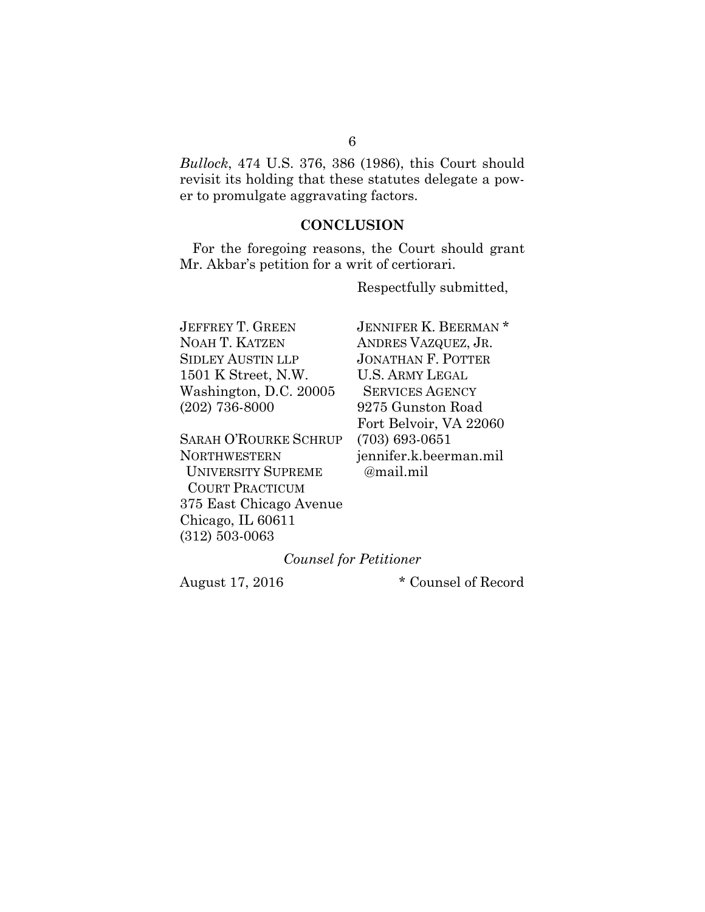*Bullock*, 474 U.S. 376, 386 (1986), this Court should revisit its holding that these statutes delegate a power to promulgate aggravating factors.

## CONCLUSION

For the foregoing reasons, the Court should grant Mr. Akbar's petition for a writ of certiorari.

Respectfully submitted,

JEFFREY T. GREEN
NOAH T. KATZEN
SIDLEY AUSTIN LLP
1501 K Street, N.W.
Washington, D.C. 20005
(202) 736-8000

SARAH O'ROURKE SCHRUP
NORTHWESTERN UNIVERSITY SUPREME COURT PRACTICUM
375 East Chicago Avenue
Chicago, IL 60611
(312) 503-0063

JENNIFER K. BEERMAN *
ANDRES VAZQUEZ, JR.
JONATHAN F. POTTER
U.S. ARMY LEGAL SERVICES AGENCY
9275 Gunston Road
Fort Belvoir, VA 22060
(703) 693-0651
jennifer.k.beerman.mil@mail.mil

*Counsel for Petitioner*

August 17, 2016

\* Counsel of Record